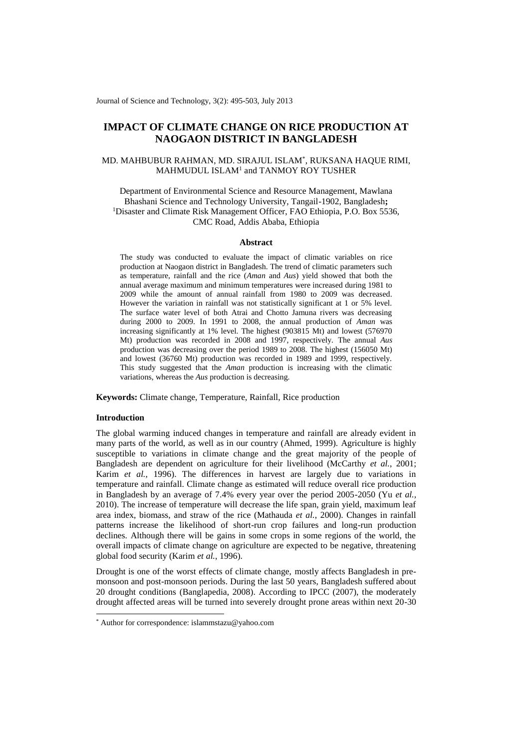# IMPACT OF CLIMATE CHANGE ON RICE PRODUCTION AT NAOGAON DISTRICT IN BANGLADESH

MD. MAHBUBUR RAHMAN, MD. SIRAJUL ISLAM*, RUKSANA HAQUE RIMI, MAHMUDUL ISLAM[1] and TANMOY ROY TUSHER

Department of Environmental Science and Resource Management, Mawlana Bhashani Science and Technology University, Tangail-1902, Bangladesh**;**
[1]Disaster and Climate Risk Management Officer, FAO Ethiopia, P.O. Box 5536, CMC Road, Addis Ababa, Ethiopia

### Abstract

The study was conducted to evaluate the impact of climatic variables on rice production at Naogaon district in Bangladesh. The trend of climatic parameters such as temperature, rainfall and the rice (*Aman* and *Aus*) yield showed that both the annual average maximum and minimum temperatures were increased during 1981 to 2009 while the amount of annual rainfall from 1980 to 2009 was decreased. However the variation in rainfall was not statistically significant at 1 or 5% level. The surface water level of both Atrai and Chotto Jamuna rivers was decreasing during 2000 to 2009. In 1991 to 2008, the annual production of *Aman* was increasing significantly at 1% level. The highest (903815 Mt) and lowest (576970 Mt) production was recorded in 2008 and 1997, respectively. The annual *Aus* production was decreasing over the period 1989 to 2008. The highest (156050 Mt) and lowest (36760 Mt) production was recorded in 1989 and 1999, respectively. This study suggested that the *Aman* production is increasing with the climatic variations, whereas the *Aus* production is decreasing.

**Keywords:** Climate change, Temperature, Rainfall, Rice production

### Introduction

The global warming induced changes in temperature and rainfall are already evident in many parts of the world, as well as in our country (Ahmed, 1999). Agriculture is highly susceptible to variations in climate change and the great majority of the people of Bangladesh are dependent on agriculture for their livelihood (McCarthy *et al.*, 2001; Karim *et al.*, 1996). The differences in harvest are largely due to variations in temperature and rainfall. Climate change as estimated will reduce overall rice production in Bangladesh by an average of 7.4% every year over the period 2005-2050 (Yu *et al.*, 2010). The increase of temperature will decrease the life span, grain yield, maximum leaf area index, biomass, and straw of the rice (Mathauda *et al.*, 2000). Changes in rainfall patterns increase the likelihood of short-run crop failures and long-run production declines. Although there will be gains in some crops in some regions of the world, the overall impacts of climate change on agriculture are expected to be negative, threatening global food security (Karim *et al.*, 1996).

Drought is one of the worst effects of climate change, mostly affects Bangladesh in pre-monsoon and post-monsoon periods. During the last 50 years, Bangladesh suffered about 20 drought conditions (Banglapedia, 2008). According to IPCC (2007), the moderately drought affected areas will be turned into severely drought prone areas within next 20-30

* Author for correspondence: islammstazu@yahoo.com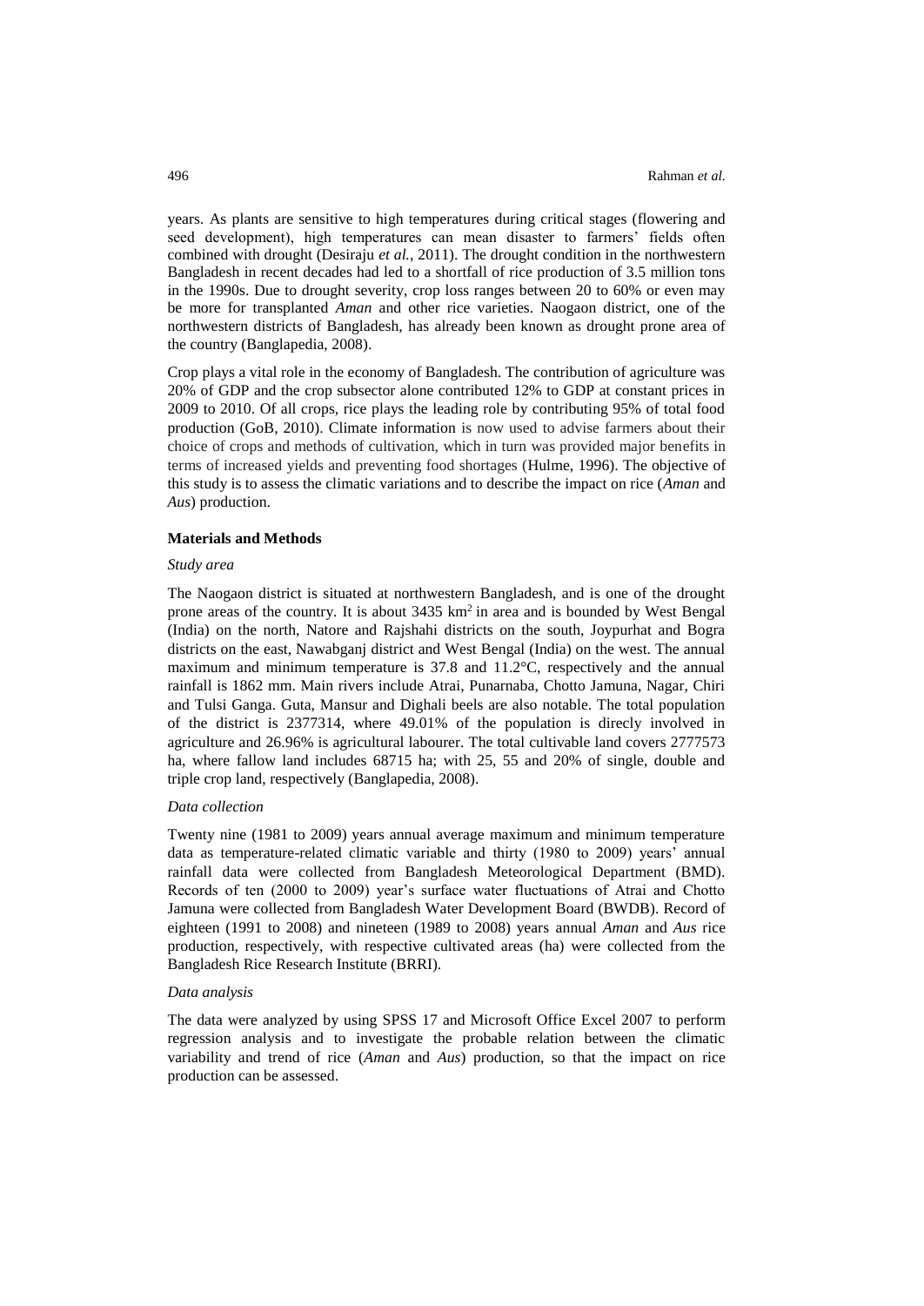years. As plants are sensitive to high temperatures during critical stages (flowering and seed development), high temperatures can mean disaster to farmers' fields often combined with drought (Desiraju *et al.*, 2011). The drought condition in the northwestern Bangladesh in recent decades had led to a shortfall of rice production of 3.5 million tons in the 1990s. Due to drought severity, crop loss ranges between 20 to 60% or even may be more for transplanted *Aman* and other rice varieties. Naogaon district, one of the northwestern districts of Bangladesh, has already been known as drought prone area of the country (Banglapedia, 2008).

Crop plays a vital role in the economy of Bangladesh. The contribution of agriculture was 20% of GDP and the crop subsector alone contributed 12% to GDP at constant prices in 2009 to 2010. Of all crops, rice plays the leading role by contributing 95% of total food production (GoB, 2010). Climate information is now used to advise farmers about their choice of crops and methods of cultivation, which in turn was provided major benefits in terms of increased yields and preventing food shortages (Hulme, 1996). The objective of this study is to assess the climatic variations and to describe the impact on rice (*Aman* and *Aus*) production.

**Materials and Methods**

*Study area*

The Naogaon district is situated at northwestern Bangladesh, and is one of the drought prone areas of the country. It is about 3435 km$^2$ in area and is bounded by West Bengal (India) on the north, Natore and Rajshahi districts on the south, Joypurhat and Bogra districts on the east, Nawabganj district and West Bengal (India) on the west. The annual maximum and minimum temperature is 37.8 and 11.2°C, respectively and the annual rainfall is 1862 mm. Main rivers include Atrai, Punarnaba, Chotto Jamuna, Nagar, Chiri and Tulsi Ganga. Guta, Mansur and Dighali beels are also notable. The total population of the district is 2377314, where 49.01% of the population is direcly involved in agriculture and 26.96% is agricultural labourer. The total cultivable land covers 2777573 ha, where fallow land includes 68715 ha; with 25, 55 and 20% of single, double and triple crop land, respectively (Banglapedia, 2008).

*Data collection*

Twenty nine (1981 to 2009) years annual average maximum and minimum temperature data as temperature-related climatic variable and thirty (1980 to 2009) years' annual rainfall data were collected from Bangladesh Meteorological Department (BMD). Records of ten (2000 to 2009) year's surface water fluctuations of Atrai and Chotto Jamuna were collected from Bangladesh Water Development Board (BWDB). Record of eighteen (1991 to 2008) and nineteen (1989 to 2008) years annual *Aman* and *Aus* rice production, respectively, with respective cultivated areas (ha) were collected from the Bangladesh Rice Research Institute (BRRI).

*Data analysis*

The data were analyzed by using SPSS 17 and Microsoft Office Excel 2007 to perform regression analysis and to investigate the probable relation between the climatic variability and trend of rice (*Aman* and *Aus*) production, so that the impact on rice production can be assessed.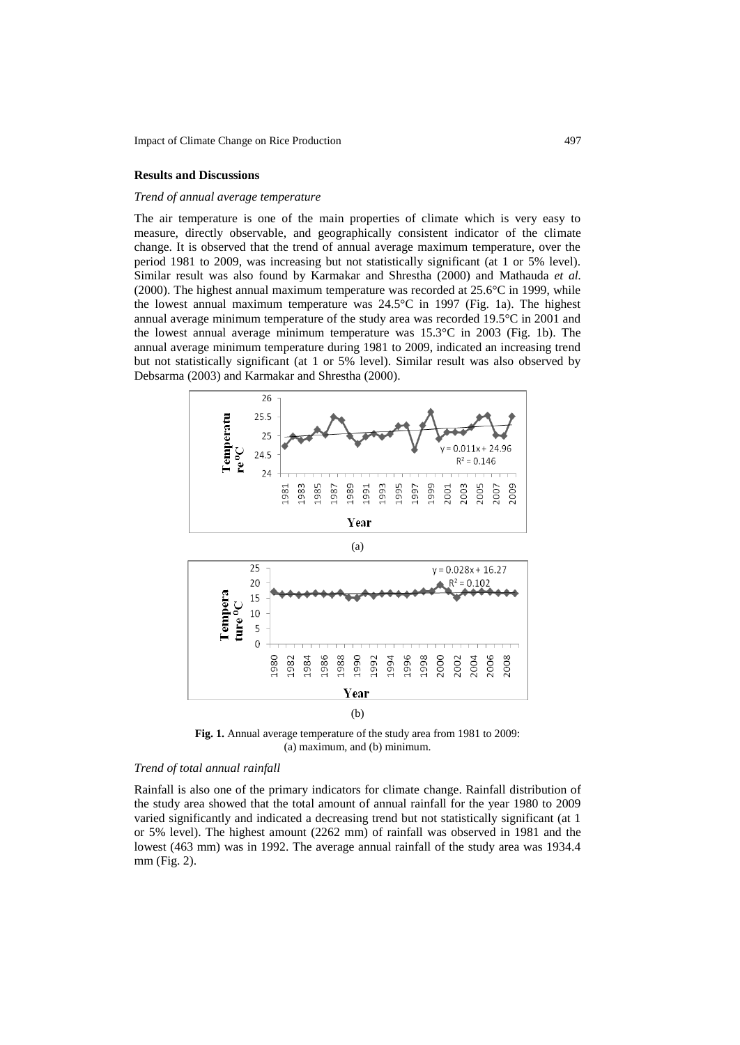## Results and Discussions

### *Trend of annual average temperature*

The air temperature is one of the main properties of climate which is very easy to measure, directly observable, and geographically consistent indicator of the climate change. It is observed that the trend of annual average maximum temperature, over the period 1981 to 2009, was increasing but not statistically significant (at 1 or 5% level). Similar result was also found by Karmakar and Shrestha (2000) and Mathauda *et al.* (2000). The highest annual maximum temperature was recorded at 25.6°C in 1999, while the lowest annual maximum temperature was 24.5°C in 1997 (Fig. 1a). The highest annual average minimum temperature of the study area was recorded 19.5°C in 2001 and the lowest annual average minimum temperature was 15.3°C in 2003 (Fig. 1b). The annual average minimum temperature during 1981 to 2009, indicated an increasing trend but not statistically significant (at 1 or 5% level). Similar result was also observed by Debsarma (2003) and Karmakar and Shrestha (2000).

(a)

(b)

**Fig. 1.** Annual average temperature of the study area from 1981 to 2009: (a) maximum, and (b) minimum.

### *Trend of total annual rainfall*

Rainfall is also one of the primary indicators for climate change. Rainfall distribution of the study area showed that the total amount of annual rainfall for the year 1980 to 2009 varied significantly and indicated a decreasing trend but not statistically significant (at 1 or 5% level). The highest amount (2262 mm) of rainfall was observed in 1981 and the lowest (463 mm) was in 1992. The average annual rainfall of the study area was 1934.4 mm (Fig. 2).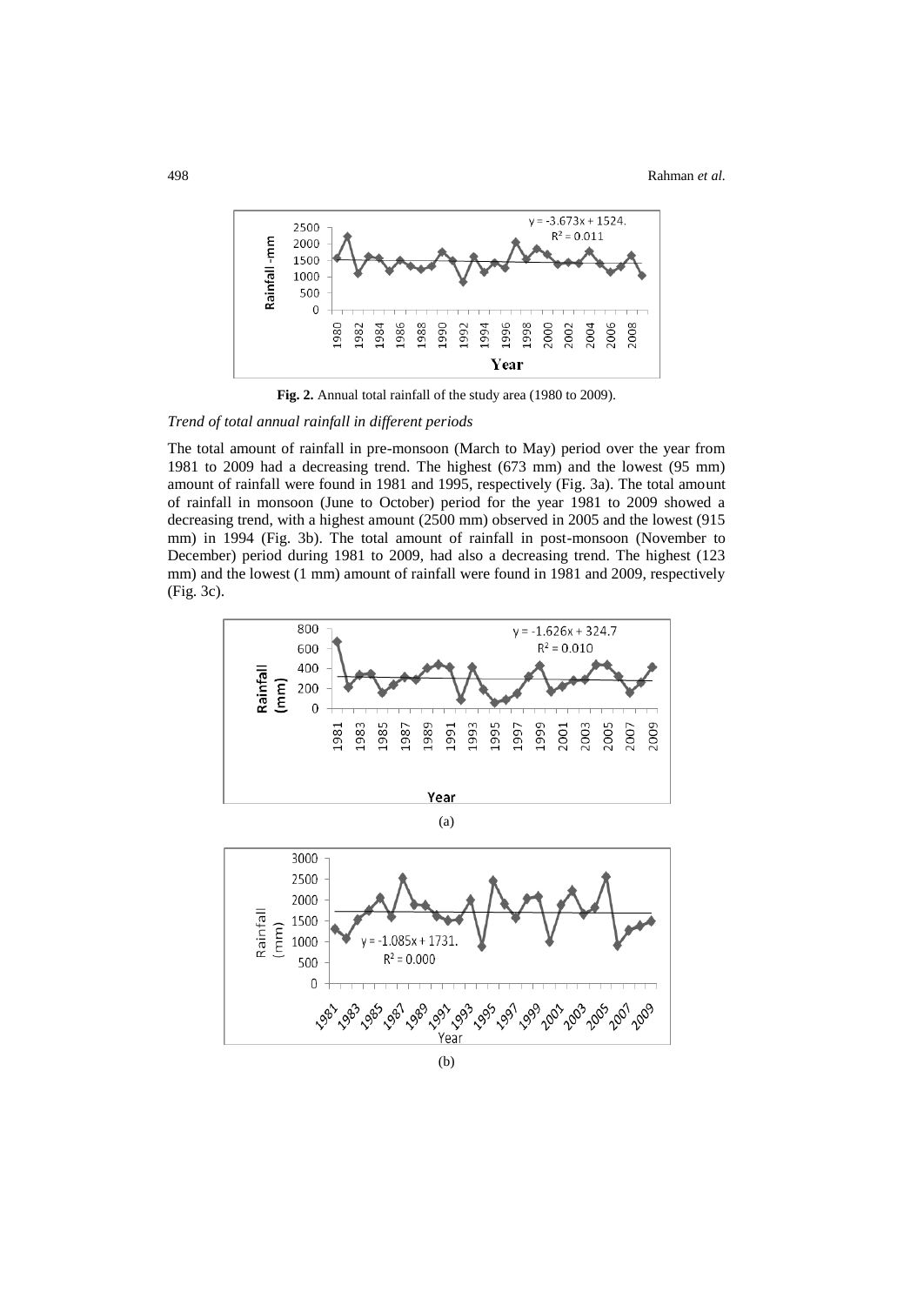**Fig. 2.** Annual total rainfall of the study area (1980 to 2009).

*Trend of total annual rainfall in different periods*

The total amount of rainfall in pre-monsoon (March to May) period over the year from 1981 to 2009 had a decreasing trend. The highest (673 mm) and the lowest (95 mm) amount of rainfall were found in 1981 and 1995, respectively (Fig. 3a). The total amount of rainfall in monsoon (June to October) period for the year 1981 to 2009 showed a decreasing trend, with a highest amount (2500 mm) observed in 2005 and the lowest (915 mm) in 1994 (Fig. 3b). The total amount of rainfall in post-monsoon (November to December) period during 1981 to 2009, had also a decreasing trend. The highest (123 mm) and the lowest (1 mm) amount of rainfall were found in 1981 and 2009, respectively (Fig. 3c).

(a)

(b)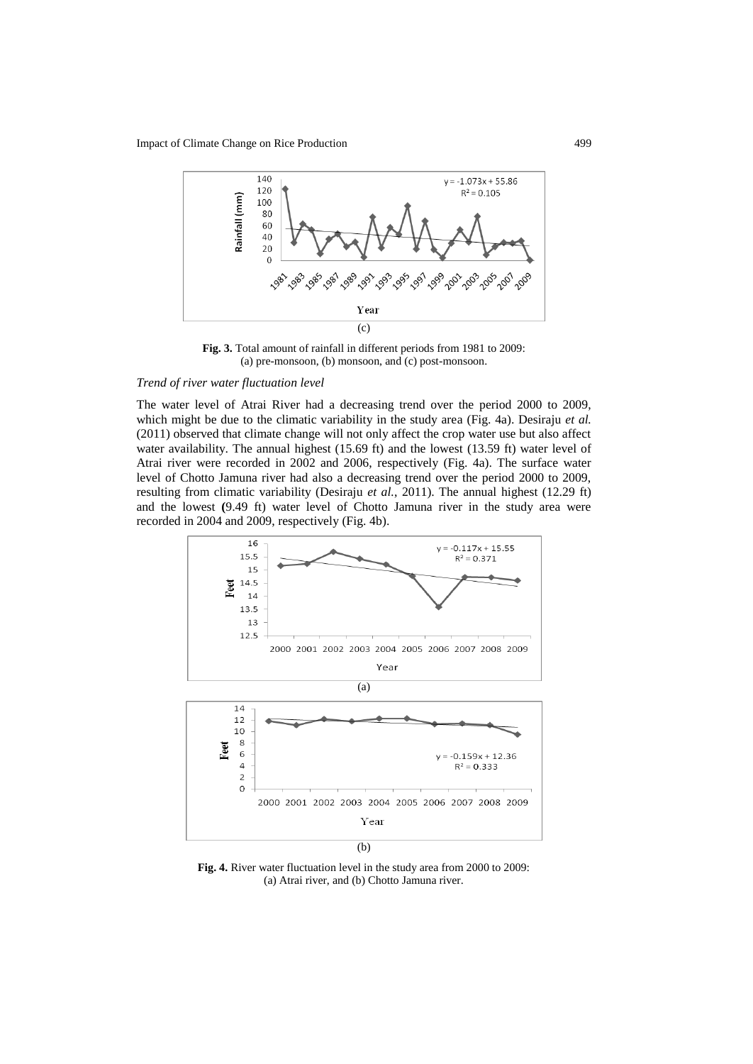(c)

**Fig. 3.** Total amount of rainfall in different periods from 1981 to 2009: (a) pre-monsoon, (b) monsoon, and (c) post-monsoon.

*Trend of river water fluctuation level*

The water level of Atrai River had a decreasing trend over the period 2000 to 2009, which might be due to the climatic variability in the study area (Fig. 4a). Desiraju *et al.* (2011) observed that climate change will not only affect the crop water use but also affect water availability. The annual highest (15.69 ft) and the lowest (13.59 ft) water level of Atrai river were recorded in 2002 and 2006, respectively (Fig. 4a). The surface water level of Chotto Jamuna river had also a decreasing trend over the period 2000 to 2009, resulting from climatic variability (Desiraju *et al.*, 2011). The annual highest (12.29 ft) and the lowest (9.49 ft) water level of Chotto Jamuna river in the study area were recorded in 2004 and 2009, respectively (Fig. 4b).

(a)

(b)

**Fig. 4.** River water fluctuation level in the study area from 2000 to 2009: (a) Atrai river, and (b) Chotto Jamuna river.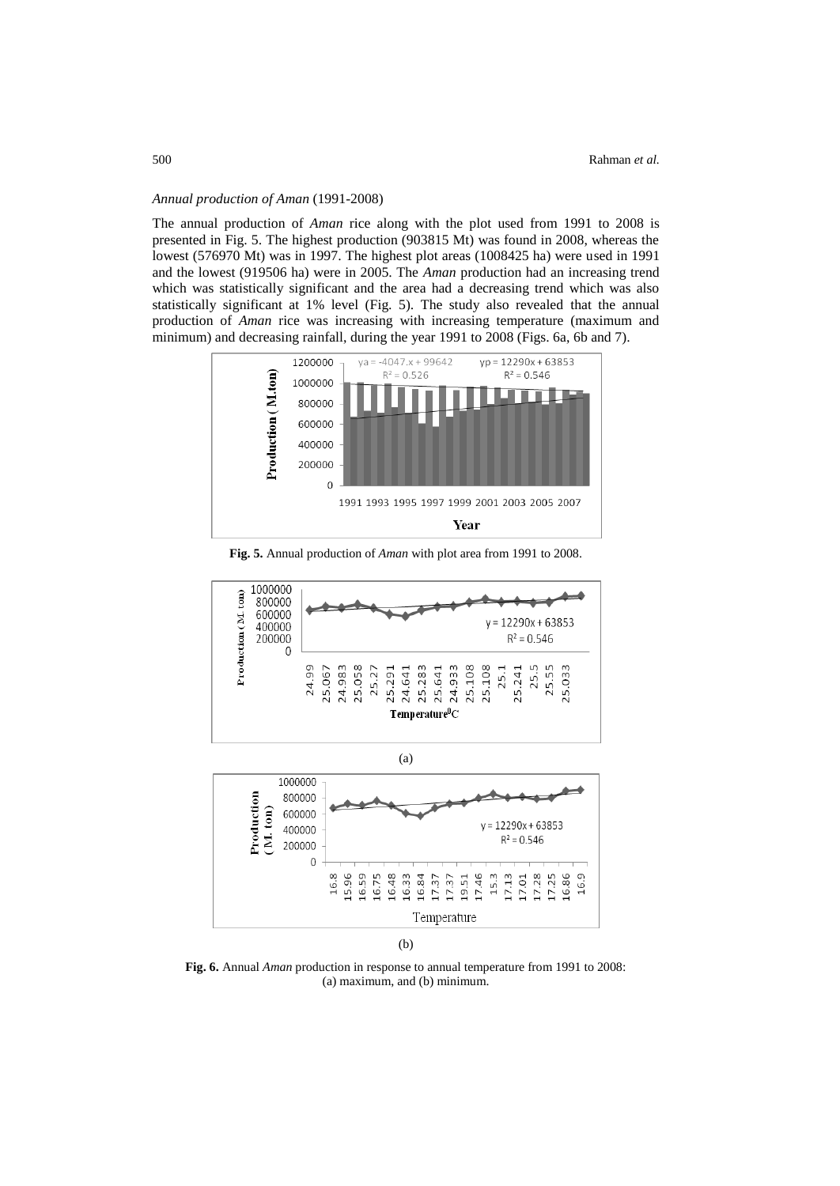*Annual production of Aman* (1991-2008)

The annual production of *Aman* rice along with the plot used from 1991 to 2008 is presented in Fig. 5. The highest production (903815 Mt) was found in 2008, whereas the lowest (576970 Mt) was in 1997. The highest plot areas (1008425 ha) were used in 1991 and the lowest (919506 ha) were in 2005. The *Aman* production had an increasing trend which was statistically significant and the area had a decreasing trend which was also statistically significant at 1% level (Fig. 5). The study also revealed that the annual production of *Aman* rice was increasing with increasing temperature (maximum and minimum) and decreasing rainfall, during the year 1991 to 2008 (Figs. 6a, 6b and 7).

**Fig. 5.** Annual production of *Aman* with plot area from 1991 to 2008.

(a)

(b)

**Fig. 6.** Annual *Aman* production in response to annual temperature from 1991 to 2008: (a) maximum, and (b) minimum.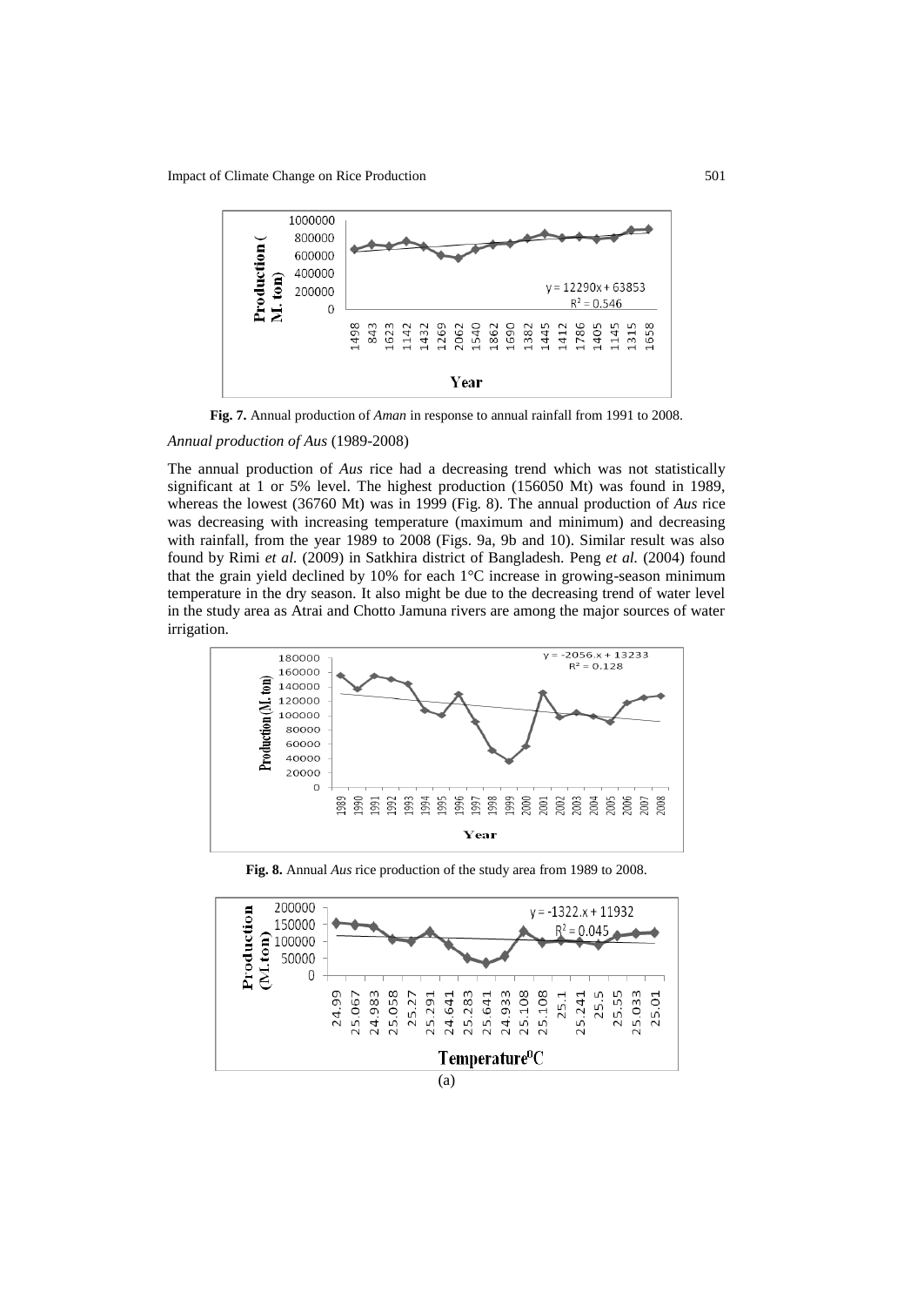**Fig. 7.** Annual production of *Aman* in response to annual rainfall from 1991 to 2008.

*Annual production of Aus* (1989-2008)

The annual production of *Aus* rice had a decreasing trend which was not statistically significant at 1 or 5% level. The highest production (156050 Mt) was found in 1989, whereas the lowest (36760 Mt) was in 1999 (Fig. 8). The annual production of *Aus* rice was decreasing with increasing temperature (maximum and minimum) and decreasing with rainfall, from the year 1989 to 2008 (Figs. 9a, 9b and 10). Similar result was also found by Rimi *et al.* (2009) in Satkhira district of Bangladesh. Peng *et al.* (2004) found that the grain yield declined by 10% for each 1°C increase in growing-season minimum temperature in the dry season. It also might be due to the decreasing trend of water level in the study area as Atrai and Chotto Jamuna rivers are among the major sources of water irrigation.

**Fig. 8.** Annual *Aus* rice production of the study area from 1989 to 2008.

(a)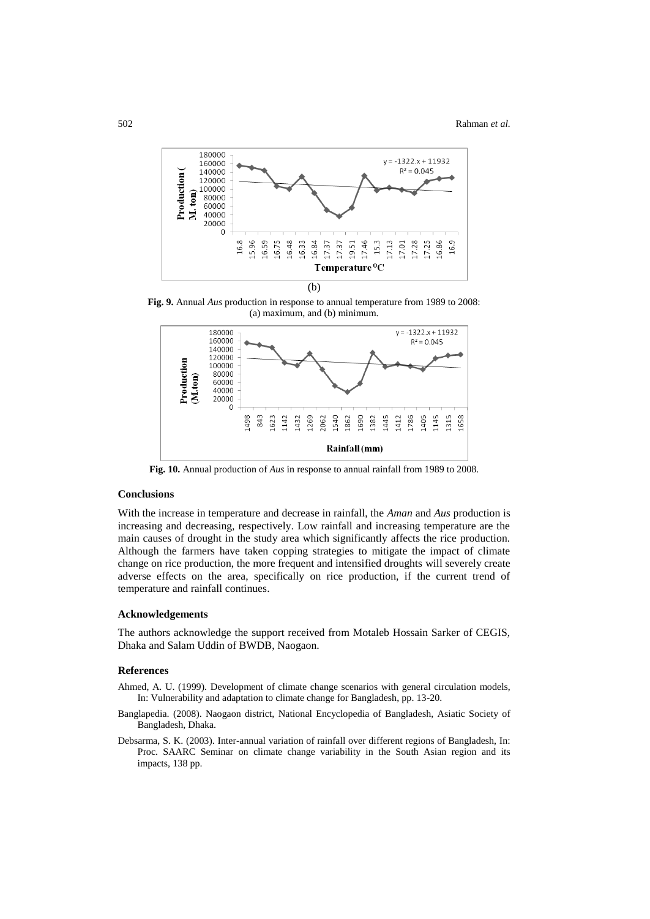(b)

**Fig. 9.** Annual *Aus* production in response to annual temperature from 1989 to 2008: (a) maximum, and (b) minimum.

**Fig. 10.** Annual production of *Aus* in response to annual rainfall from 1989 to 2008.

### Conclusions

With the increase in temperature and decrease in rainfall, the *Aman* and *Aus* production is increasing and decreasing, respectively. Low rainfall and increasing temperature are the main causes of drought in the study area which significantly affects the rice production. Although the farmers have taken copping strategies to mitigate the impact of climate change on rice production, the more frequent and intensified droughts will severely create adverse effects on the area, specifically on rice production, if the current trend of temperature and rainfall continues.

### Acknowledgements

The authors acknowledge the support received from Motaleb Hossain Sarker of CEGIS, Dhaka and Salam Uddin of BWDB, Naogaon.

### References

Ahmed, A. U. (1999). Development of climate change scenarios with general circulation models, In: Vulnerability and adaptation to climate change for Bangladesh, pp. 13-20.

Banglapedia. (2008). Naogaon district, National Encyclopedia of Bangladesh, Asiatic Society of Bangladesh, Dhaka.

Debsarma, S. K. (2003). Inter-annual variation of rainfall over different regions of Bangladesh, In: Proc. SAARC Seminar on climate change variability in the South Asian region and its impacts, 138 pp.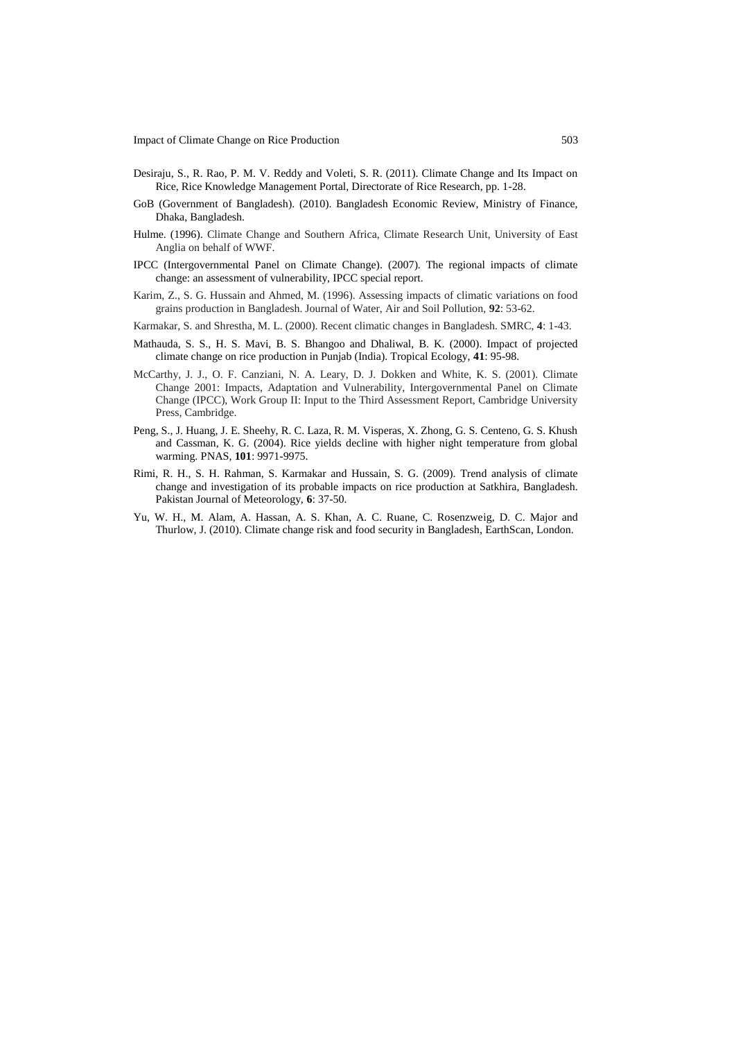Desiraju, S., R. Rao, P. M. V. Reddy and Voleti, S. R. (2011). Climate Change and Its Impact on Rice, Rice Knowledge Management Portal, Directorate of Rice Research, pp. 1-28.

GoB (Government of Bangladesh). (2010). Bangladesh Economic Review, Ministry of Finance, Dhaka, Bangladesh.

Hulme. (1996). Climate Change and Southern Africa, Climate Research Unit, University of East Anglia on behalf of WWF.

IPCC (Intergovernmental Panel on Climate Change). (2007). The regional impacts of climate change: an assessment of vulnerability, IPCC special report.

Karim, Z., S. G. Hussain and Ahmed, M. (1996). Assessing impacts of climatic variations on food grains production in Bangladesh. Journal of Water, Air and Soil Pollution, **92**: 53-62.

Karmakar, S. and Shrestha, M. L. (2000). Recent climatic changes in Bangladesh. SMRC, **4**: 1-43.

Mathauda, S. S., H. S. Mavi, B. S. Bhangoo and Dhaliwal, B. K. (2000). Impact of projected climate change on rice production in Punjab (India). Tropical Ecology, **41**: 95-98.

McCarthy, J. J., O. F. Canziani, N. A. Leary, D. J. Dokken and White, K. S. (2001). Climate Change 2001: Impacts, Adaptation and Vulnerability, Intergovernmental Panel on Climate Change (IPCC), Work Group II: Input to the Third Assessment Report, Cambridge University Press, Cambridge.

Peng, S., J. Huang, J. E. Sheehy, R. C. Laza, R. M. Visperas, X. Zhong, G. S. Centeno, G. S. Khush and Cassman, K. G. (2004). Rice yields decline with higher night temperature from global warming. PNAS, **101**: 9971-9975.

Rimi, R. H., S. H. Rahman, S. Karmakar and Hussain, S. G. (2009). Trend analysis of climate change and investigation of its probable impacts on rice production at Satkhira, Bangladesh. Pakistan Journal of Meteorology, **6**: 37-50.

Yu, W. H., M. Alam, A. Hassan, A. S. Khan, A. C. Ruane, C. Rosenzweig, D. C. Major and Thurlow, J. (2010). Climate change risk and food security in Bangladesh, EarthScan, London.